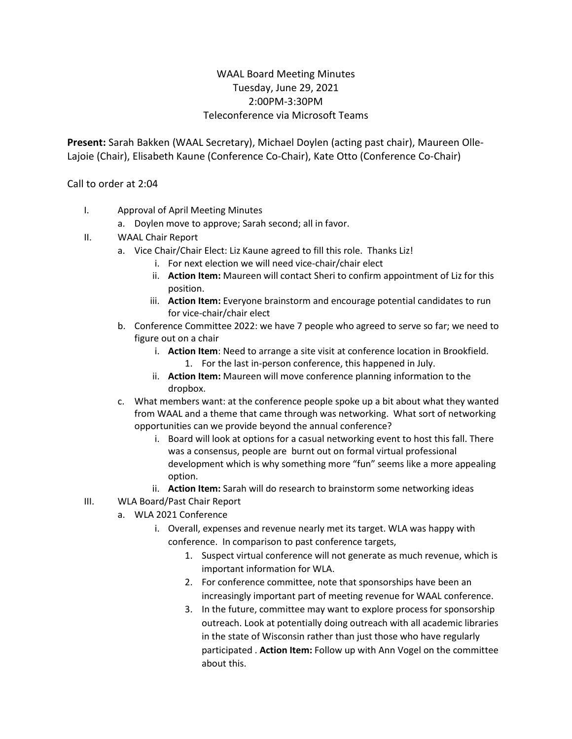WAAL Board Meeting Minutes
Tuesday, June 29, 2021
2:00PM-3:30PM
Teleconference via Microsoft Teams

**Present:** Sarah Bakken (WAAL Secretary), Michael Doylen (acting past chair), Maureen Olle-Lajoie (Chair), Elisabeth Kaune (Conference Co-Chair), Kate Otto (Conference Co-Chair)

Call to order at 2:04

I. Approval of April Meeting Minutes
   a. Doylen move to approve; Sarah second; all in favor.
II. WAAL Chair Report
   a. Vice Chair/Chair Elect: Liz Kaune agreed to fill this role. Thanks Liz!
      i. For next election we will need vice-chair/chair elect
      ii. **Action Item:** Maureen will contact Sheri to confirm appointment of Liz for this position.
      iii. **Action Item:** Everyone brainstorm and encourage potential candidates to run for vice-chair/chair elect
   b. Conference Committee 2022: we have 7 people who agreed to serve so far; we need to figure out on a chair
      i. **Action Item**: Need to arrange a site visit at conference location in Brookfield.
         1. For the last in-person conference, this happened in July.
      ii. **Action Item:** Maureen will move conference planning information to the dropbox.
   c. What members want: at the conference people spoke up a bit about what they wanted from WAAL and a theme that came through was networking. What sort of networking opportunities can we provide beyond the annual conference?
      i. Board will look at options for a casual networking event to host this fall. There was a consensus, people are burnt out on formal virtual professional development which is why something more "fun" seems like a more appealing option.
      ii. **Action Item:** Sarah will do research to brainstorm some networking ideas
III. WLA Board/Past Chair Report
   a. WLA 2021 Conference
      i. Overall, expenses and revenue nearly met its target. WLA was happy with conference. In comparison to past conference targets,
         1. Suspect virtual conference will not generate as much revenue, which is important information for WLA.
         2. For conference committee, note that sponsorships have been an increasingly important part of meeting revenue for WAAL conference.
         3. In the future, committee may want to explore process for sponsorship outreach. Look at potentially doing outreach with all academic libraries in the state of Wisconsin rather than just those who have regularly participated . **Action Item:** Follow up with Ann Vogel on the committee about this.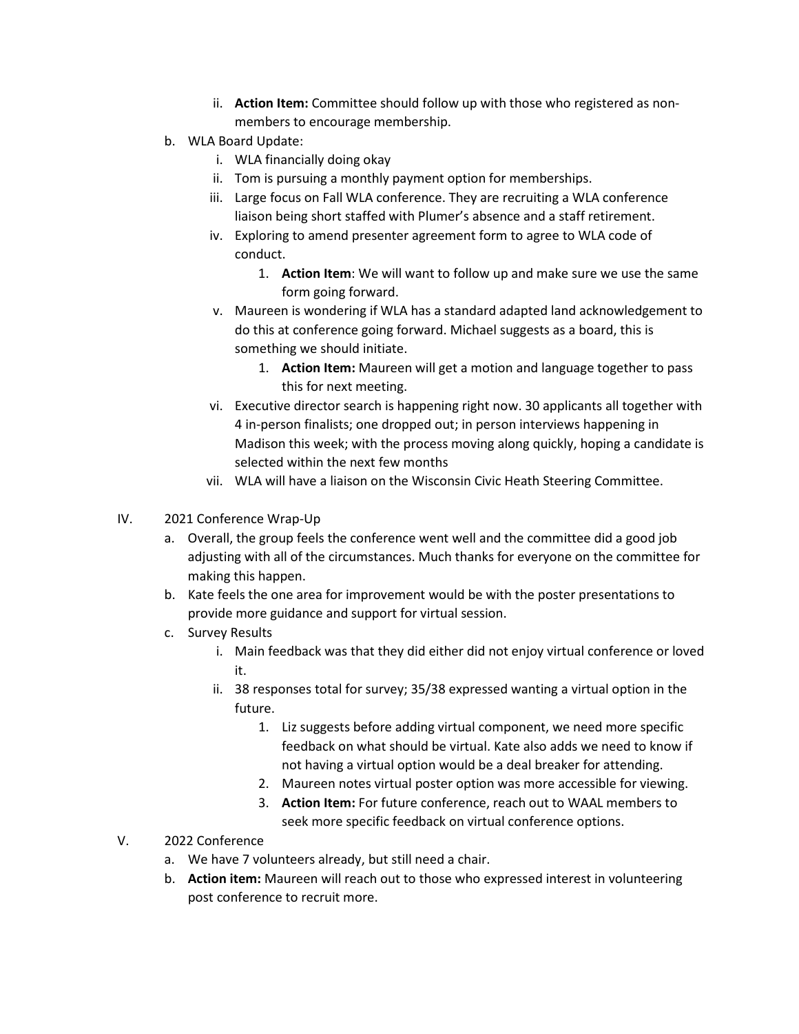- ii. **Action Item:** Committee should follow up with those who registered as non-members to encourage membership.

- b. WLA Board Update:
   - i. WLA financially doing okay
   - ii. Tom is pursuing a monthly payment option for memberships.
   - iii. Large focus on Fall WLA conference. They are recruiting a WLA conference liaison being short staffed with Plumer's absence and a staff retirement.
   - iv. Exploring to amend presenter agreement form to agree to WLA code of conduct.
      1. **Action Item**: We will want to follow up and make sure we use the same form going forward.
   - v. Maureen is wondering if WLA has a standard adapted land acknowledgement to do this at conference going forward. Michael suggests as a board, this is something we should initiate.
      1. **Action Item:** Maureen will get a motion and language together to pass this for next meeting.
   - vi. Executive director search is happening right now. 30 applicants all together with 4 in-person finalists; one dropped out; in person interviews happening in Madison this week; with the process moving along quickly, hoping a candidate is selected within the next few months
   - vii. WLA will have a liaison on the Wisconsin Civic Heath Steering Committee.

IV. 2021 Conference Wrap-Up

- a. Overall, the group feels the conference went well and the committee did a good job adjusting with all of the circumstances. Much thanks for everyone on the committee for making this happen.
- b. Kate feels the one area for improvement would be with the poster presentations to provide more guidance and support for virtual session.
- c. Survey Results
   - i. Main feedback was that they did either did not enjoy virtual conference or loved it.
   - ii. 38 responses total for survey; 35/38 expressed wanting a virtual option in the future.
      1. Liz suggests before adding virtual component, we need more specific feedback on what should be virtual. Kate also adds we need to know if not having a virtual option would be a deal breaker for attending.
      2. Maureen notes virtual poster option was more accessible for viewing.
      3. **Action Item:** For future conference, reach out to WAAL members to seek more specific feedback on virtual conference options.

V. 2022 Conference

- a. We have 7 volunteers already, but still need a chair.
- b. **Action item:** Maureen will reach out to those who expressed interest in volunteering post conference to recruit more.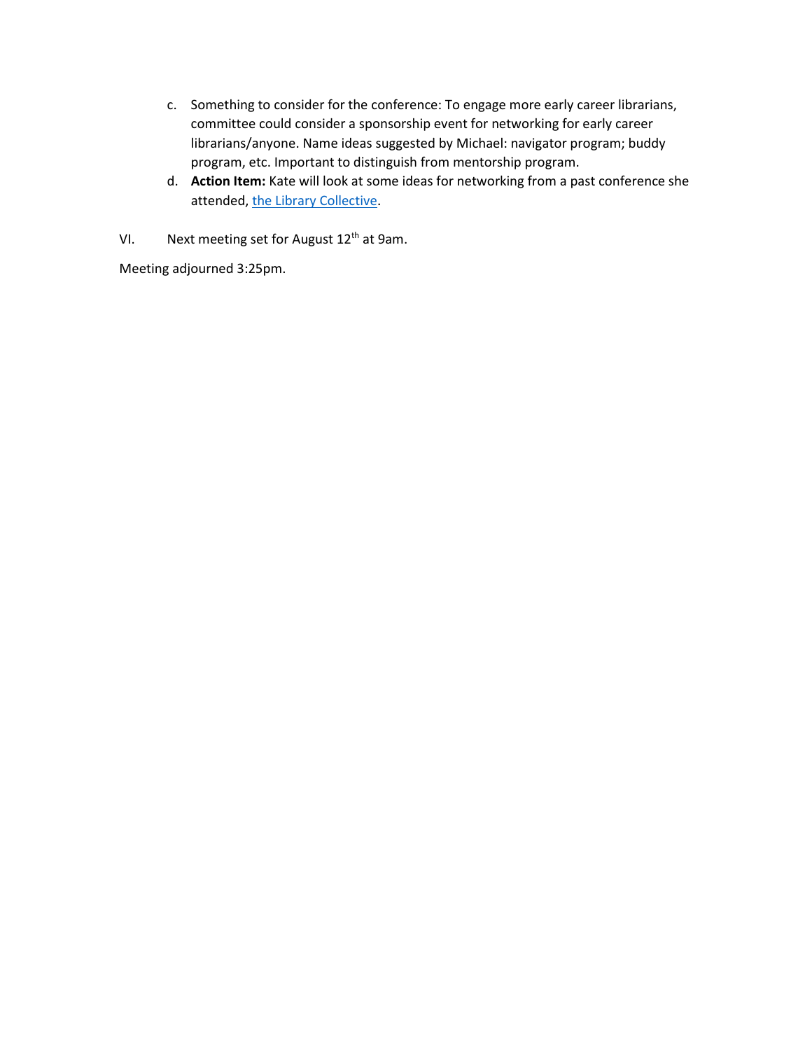c. Something to consider for the conference: To engage more early career librarians, committee could consider a sponsorship event for networking for early career librarians/anyone. Name ideas suggested by Michael: navigator program; buddy program, etc. Important to distinguish from mentorship program.

d. **Action Item:** Kate will look at some ideas for networking from a past conference she attended, the Library Collective.

VI. Next meeting set for August 12th at 9am.

Meeting adjourned 3:25pm.